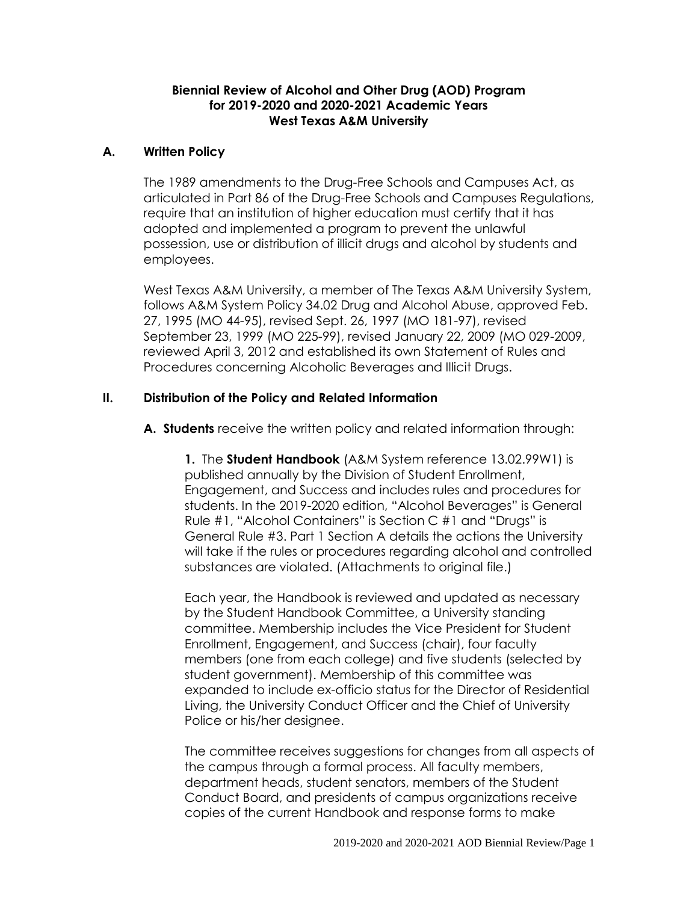**Biennial Review of Alcohol and Other Drug (AOD) Program for 2019-2020 and 2020-2021 Academic Years West Texas A&M University**

## A. Written Policy

The 1989 amendments to the Drug-Free Schools and Campuses Act, as articulated in Part 86 of the Drug-Free Schools and Campuses Regulations, require that an institution of higher education must certify that it has adopted and implemented a program to prevent the unlawful possession, use or distribution of illicit drugs and alcohol by students and employees.

West Texas A&M University, a member of The Texas A&M University System, follows A&M System Policy 34.02 Drug and Alcohol Abuse, approved Feb. 27, 1995 (MO 44-95), revised Sept. 26, 1997 (MO 181-97), revised September 23, 1999 (MO 225-99), revised January 22, 2009 (MO 029-2009, reviewed April 3, 2012 and established its own Statement of Rules and Procedures concerning Alcoholic Beverages and Illicit Drugs.

## II. Distribution of the Policy and Related Information

**A. Students** receive the written policy and related information through:

**1.** The **Student Handbook** (A&M System reference 13.02.99W1) is published annually by the Division of Student Enrollment, Engagement, and Success and includes rules and procedures for students. In the 2019-2020 edition, "Alcohol Beverages" is General Rule #1, "Alcohol Containers" is Section C #1 and "Drugs" is General Rule #3. Part 1 Section A details the actions the University will take if the rules or procedures regarding alcohol and controlled substances are violated. (Attachments to original file.)

Each year, the Handbook is reviewed and updated as necessary by the Student Handbook Committee, a University standing committee. Membership includes the Vice President for Student Enrollment, Engagement, and Success (chair), four faculty members (one from each college) and five students (selected by student government). Membership of this committee was expanded to include ex-officio status for the Director of Residential Living, the University Conduct Officer and the Chief of University Police or his/her designee.

The committee receives suggestions for changes from all aspects of the campus through a formal process. All faculty members, department heads, student senators, members of the Student Conduct Board, and presidents of campus organizations receive copies of the current Handbook and response forms to make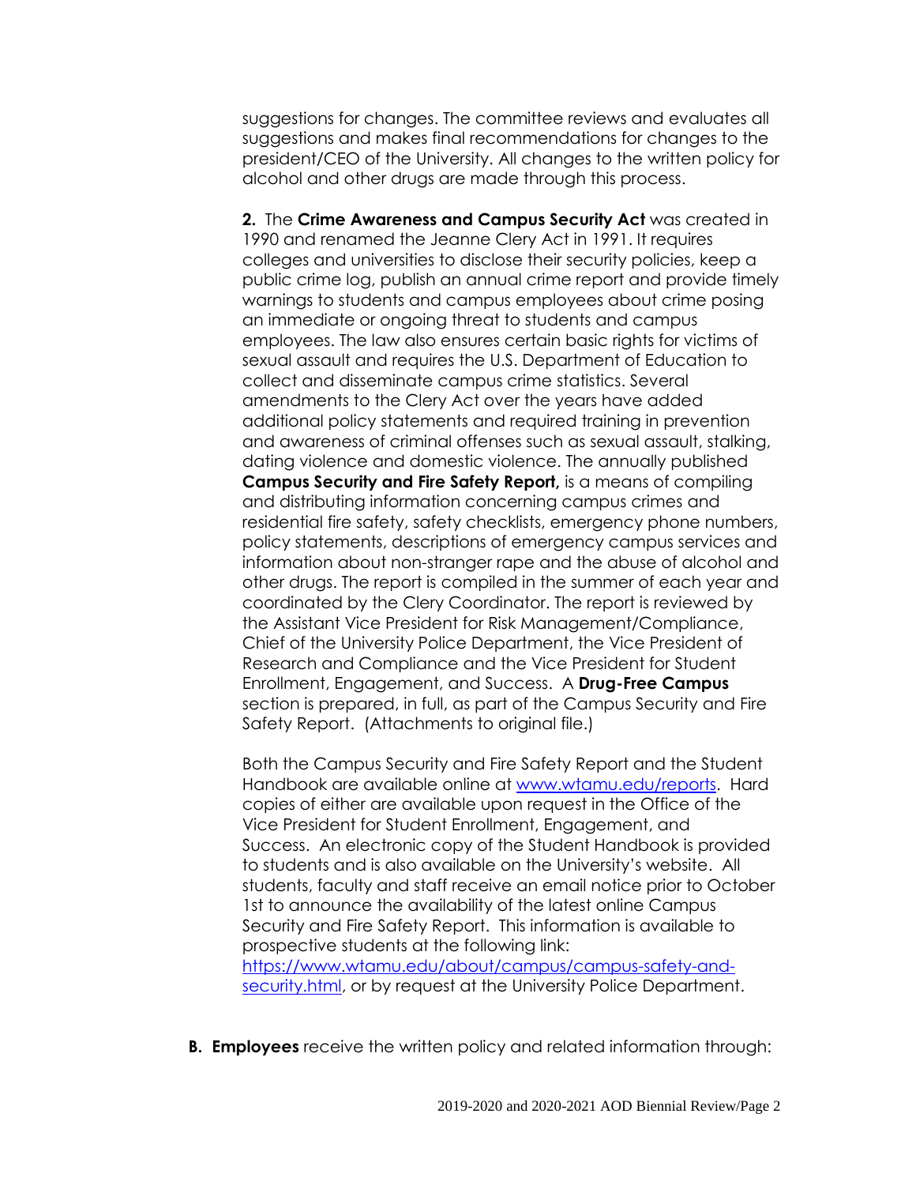suggestions for changes. The committee reviews and evaluates all suggestions and makes final recommendations for changes to the president/CEO of the University. All changes to the written policy for alcohol and other drugs are made through this process.

**2.** The **Crime Awareness and Campus Security Act** was created in 1990 and renamed the Jeanne Clery Act in 1991. It requires colleges and universities to disclose their security policies, keep a public crime log, publish an annual crime report and provide timely warnings to students and campus employees about crime posing an immediate or ongoing threat to students and campus employees. The law also ensures certain basic rights for victims of sexual assault and requires the U.S. Department of Education to collect and disseminate campus crime statistics. Several amendments to the Clery Act over the years have added additional policy statements and required training in prevention and awareness of criminal offenses such as sexual assault, stalking, dating violence and domestic violence. The annually published **Campus Security and Fire Safety Report,** is a means of compiling and distributing information concerning campus crimes and residential fire safety, safety checklists, emergency phone numbers, policy statements, descriptions of emergency campus services and information about non-stranger rape and the abuse of alcohol and other drugs. The report is compiled in the summer of each year and coordinated by the Clery Coordinator. The report is reviewed by the Assistant Vice President for Risk Management/Compliance, Chief of the University Police Department, the Vice President of Research and Compliance and the Vice President for Student Enrollment, Engagement, and Success. A **Drug-Free Campus** section is prepared, in full, as part of the Campus Security and Fire Safety Report. (Attachments to original file.)

Both the Campus Security and Fire Safety Report and the Student Handbook are available online at [www.wtamu.edu/reports](www.wtamu.edu/reports). Hard copies of either are available upon request in the Office of the Vice President for Student Enrollment, Engagement, and Success. An electronic copy of the Student Handbook is provided to students and is also available on the University's website. All students, faculty and staff receive an email notice prior to October 1st to announce the availability of the latest online Campus Security and Fire Safety Report. This information is available to prospective students at the following link: [https://www.wtamu.edu/about/campus/campus-safety-and-security.html](https://www.wtamu.edu/about/campus/campus-safety-and-security.html), or by request at the University Police Department.

**B. Employees** receive the written policy and related information through: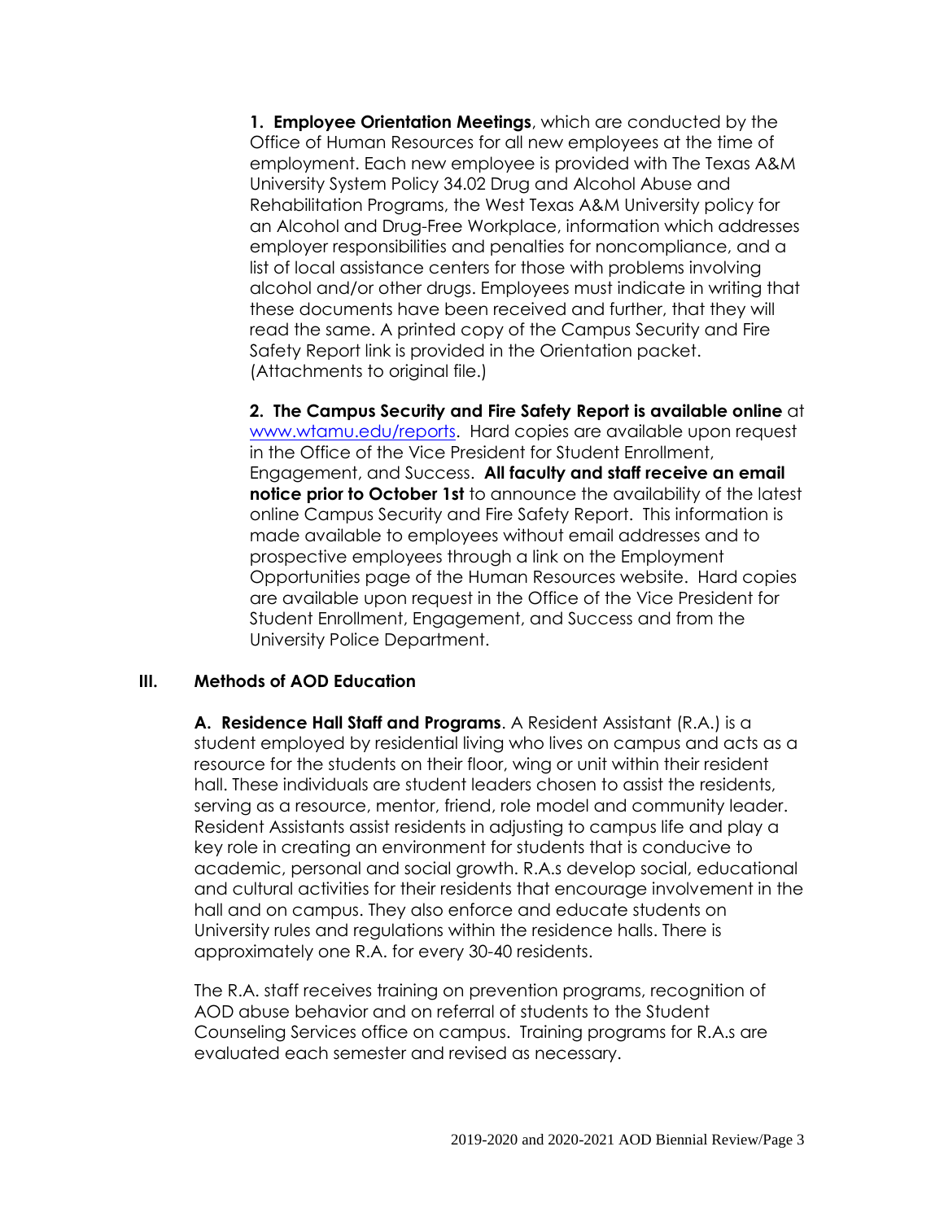**1. Employee Orientation Meetings**, which are conducted by the Office of Human Resources for all new employees at the time of employment. Each new employee is provided with The Texas A&M University System Policy 34.02 Drug and Alcohol Abuse and Rehabilitation Programs, the West Texas A&M University policy for an Alcohol and Drug-Free Workplace, information which addresses employer responsibilities and penalties for noncompliance, and a list of local assistance centers for those with problems involving alcohol and/or other drugs. Employees must indicate in writing that these documents have been received and further, that they will read the same. A printed copy of the Campus Security and Fire Safety Report link is provided in the Orientation packet. (Attachments to original file.)

**2. The Campus Security and Fire Safety Report is available online** at www.wtamu.edu/reports. Hard copies are available upon request in the Office of the Vice President for Student Enrollment, Engagement, and Success. **All faculty and staff receive an email notice prior to October 1st** to announce the availability of the latest online Campus Security and Fire Safety Report. This information is made available to employees without email addresses and to prospective employees through a link on the Employment Opportunities page of the Human Resources website. Hard copies are available upon request in the Office of the Vice President for Student Enrollment, Engagement, and Success and from the University Police Department.

## III. Methods of AOD Education

**A. Residence Hall Staff and Programs**. A Resident Assistant (R.A.) is a student employed by residential living who lives on campus and acts as a resource for the students on their floor, wing or unit within their resident hall. These individuals are student leaders chosen to assist the residents, serving as a resource, mentor, friend, role model and community leader. Resident Assistants assist residents in adjusting to campus life and play a key role in creating an environment for students that is conducive to academic, personal and social growth. R.A.s develop social, educational and cultural activities for their residents that encourage involvement in the hall and on campus. They also enforce and educate students on University rules and regulations within the residence halls. There is approximately one R.A. for every 30-40 residents.

The R.A. staff receives training on prevention programs, recognition of AOD abuse behavior and on referral of students to the Student Counseling Services office on campus. Training programs for R.A.s are evaluated each semester and revised as necessary.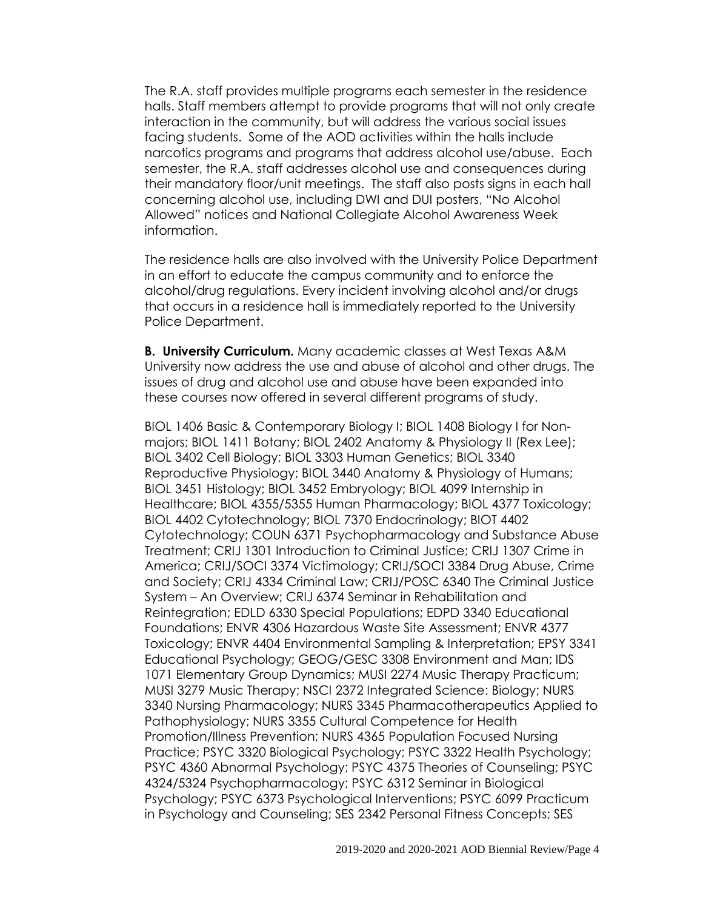The R.A. staff provides multiple programs each semester in the residence halls. Staff members attempt to provide programs that will not only create interaction in the community, but will address the various social issues facing students. Some of the AOD activities within the halls include narcotics programs and programs that address alcohol use/abuse. Each semester, the R.A. staff addresses alcohol use and consequences during their mandatory floor/unit meetings. The staff also posts signs in each hall concerning alcohol use, including DWI and DUI posters, "No Alcohol Allowed" notices and National Collegiate Alcohol Awareness Week information.

The residence halls are also involved with the University Police Department in an effort to educate the campus community and to enforce the alcohol/drug regulations. Every incident involving alcohol and/or drugs that occurs in a residence hall is immediately reported to the University Police Department.

**B. University Curriculum.** Many academic classes at West Texas A&M University now address the use and abuse of alcohol and other drugs. The issues of drug and alcohol use and abuse have been expanded into these courses now offered in several different programs of study.

BIOL 1406 Basic & Contemporary Biology I; BIOL 1408 Biology I for Non-majors; BIOL 1411 Botany; BIOL 2402 Anatomy & Physiology II (Rex Lee); BIOL 3402 Cell Biology; BIOL 3303 Human Genetics; BIOL 3340 Reproductive Physiology; BIOL 3440 Anatomy & Physiology of Humans; BIOL 3451 Histology; BIOL 3452 Embryology; BIOL 4099 Internship in Healthcare; BIOL 4355/5355 Human Pharmacology; BIOL 4377 Toxicology; BIOL 4402 Cytotechnology; BIOL 7370 Endocrinology; BIOT 4402 Cytotechnology; COUN 6371 Psychopharmacology and Substance Abuse Treatment; CRIJ 1301 Introduction to Criminal Justice; CRIJ 1307 Crime in America; CRIJ/SOCI 3374 Victimology; CRIJ/SOCI 3384 Drug Abuse, Crime and Society; CRIJ 4334 Criminal Law; CRIJ/POSC 6340 The Criminal Justice System – An Overview; CRIJ 6374 Seminar in Rehabilitation and Reintegration; EDLD 6330 Special Populations; EDPD 3340 Educational Foundations; ENVR 4306 Hazardous Waste Site Assessment; ENVR 4377 Toxicology; ENVR 4404 Environmental Sampling & Interpretation; EPSY 3341 Educational Psychology; GEOG/GESC 3308 Environment and Man; IDS 1071 Elementary Group Dynamics; MUSI 2274 Music Therapy Practicum; MUSI 3279 Music Therapy; NSCI 2372 Integrated Science: Biology; NURS 3340 Nursing Pharmacology; NURS 3345 Pharmacotherapeutics Applied to Pathophysiology; NURS 3355 Cultural Competence for Health Promotion/Illness Prevention; NURS 4365 Population Focused Nursing Practice; PSYC 3320 Biological Psychology; PSYC 3322 Health Psychology; PSYC 4360 Abnormal Psychology; PSYC 4375 Theories of Counseling; PSYC 4324/5324 Psychopharmacology; PSYC 6312 Seminar in Biological Psychology; PSYC 6373 Psychological Interventions; PSYC 6099 Practicum in Psychology and Counseling; SES 2342 Personal Fitness Concepts; SES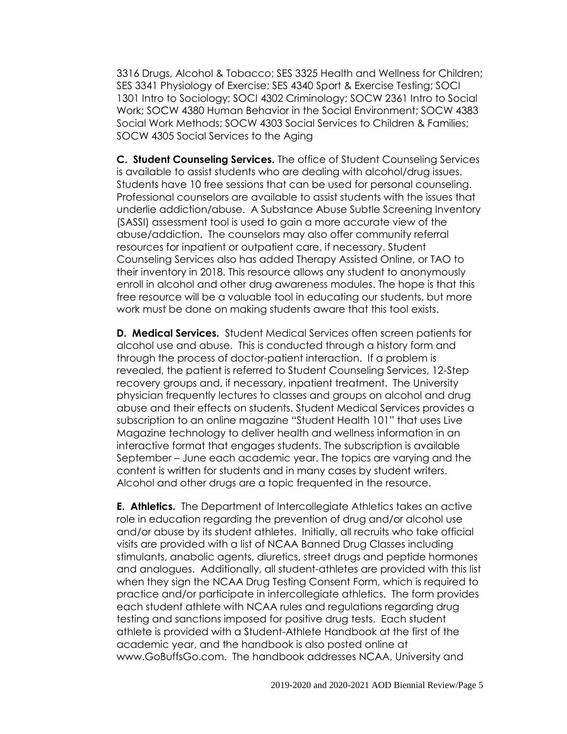3316 Drugs, Alcohol & Tobacco; SES 3325 Health and Wellness for Children; SES 3341 Physiology of Exercise; SES 4340 Sport & Exercise Testing; SOCI 1301 Intro to Sociology; SOCI 4302 Criminology; SOCW 2361 Intro to Social Work; SOCW 4380 Human Behavior in the Social Environment; SOCW 4383 Social Work Methods; SOCW 4303 Social Services to Children & Families; SOCW 4305 Social Services to the Aging

**C. Student Counseling Services.** The office of Student Counseling Services is available to assist students who are dealing with alcohol/drug issues. Students have 10 free sessions that can be used for personal counseling. Professional counselors are available to assist students with the issues that underlie addiction/abuse. A Substance Abuse Subtle Screening Inventory (SASSI) assessment tool is used to gain a more accurate view of the abuse/addiction. The counselors may also offer community referral resources for inpatient or outpatient care, if necessary. Student Counseling Services also has added Therapy Assisted Online, or TAO to their inventory in 2018. This resource allows any student to anonymously enroll in alcohol and other drug awareness modules. The hope is that this free resource will be a valuable tool in educating our students, but more work must be done on making students aware that this tool exists.

**D. Medical Services.** Student Medical Services often screen patients for alcohol use and abuse. This is conducted through a history form and through the process of doctor-patient interaction. If a problem is revealed, the patient is referred to Student Counseling Services, 12-Step recovery groups and, if necessary, inpatient treatment. The University physician frequently lectures to classes and groups on alcohol and drug abuse and their effects on students. Student Medical Services provides a subscription to an online magazine "Student Health 101" that uses Live Magazine technology to deliver health and wellness information in an interactive format that engages students. The subscription is available September – June each academic year. The topics are varying and the content is written for students and in many cases by student writers. Alcohol and other drugs are a topic frequented in the resource.

**E. Athletics.** The Department of Intercollegiate Athletics takes an active role in education regarding the prevention of drug and/or alcohol use and/or abuse by its student athletes. Initially, all recruits who take official visits are provided with a list of NCAA Banned Drug Classes including stimulants, anabolic agents, diuretics, street drugs and peptide hormones and analogues. Additionally, all student-athletes are provided with this list when they sign the NCAA Drug Testing Consent Form, which is required to practice and/or participate in intercollegiate athletics. The form provides each student athlete with NCAA rules and regulations regarding drug testing and sanctions imposed for positive drug tests. Each student athlete is provided with a Student-Athlete Handbook at the first of the academic year, and the handbook is also posted online at www.GoBuffsGo.com. The handbook addresses NCAA, University and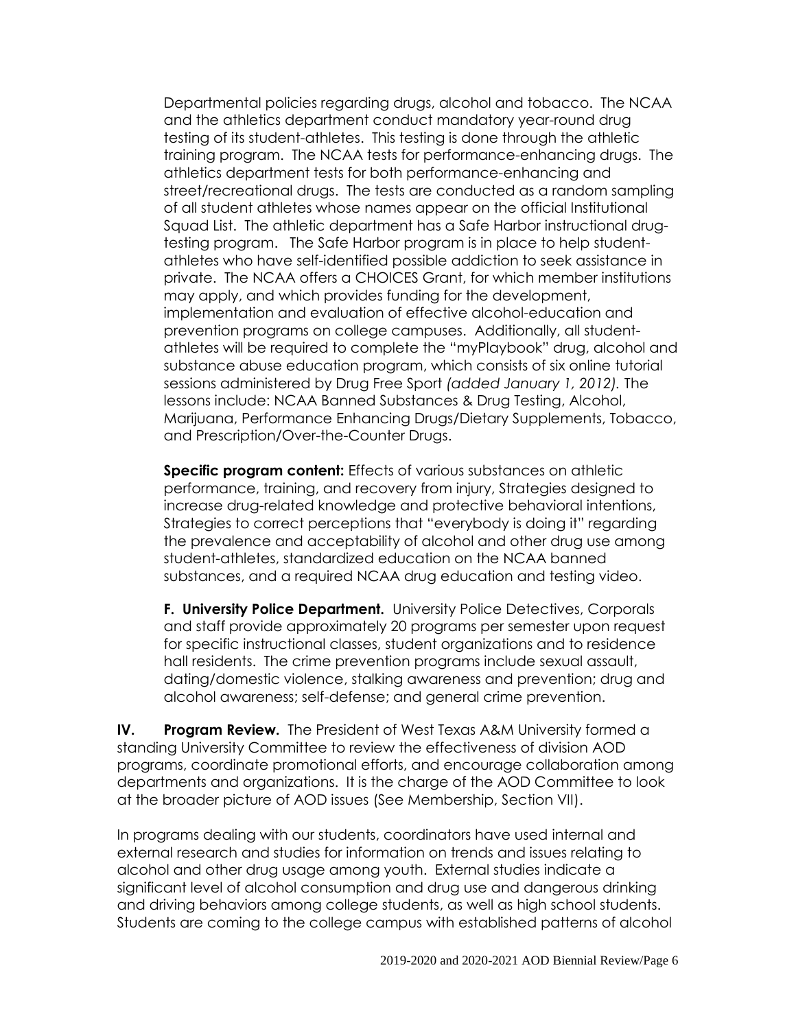Departmental policies regarding drugs, alcohol and tobacco. The NCAA and the athletics department conduct mandatory year-round drug testing of its student-athletes. This testing is done through the athletic training program. The NCAA tests for performance-enhancing drugs. The athletics department tests for both performance-enhancing and street/recreational drugs. The tests are conducted as a random sampling of all student athletes whose names appear on the official Institutional Squad List. The athletic department has a Safe Harbor instructional drug-testing program. The Safe Harbor program is in place to help student-athletes who have self-identified possible addiction to seek assistance in private. The NCAA offers a CHOICES Grant, for which member institutions may apply, and which provides funding for the development, implementation and evaluation of effective alcohol-education and prevention programs on college campuses. Additionally, all student-athletes will be required to complete the "myPlaybook" drug, alcohol and substance abuse education program, which consists of six online tutorial sessions administered by Drug Free Sport *(added January 1, 2012)*. The lessons include: NCAA Banned Substances & Drug Testing, Alcohol, Marijuana, Performance Enhancing Drugs/Dietary Supplements, Tobacco, and Prescription/Over-the-Counter Drugs.

**Specific program content:** Effects of various substances on athletic performance, training, and recovery from injury, Strategies designed to increase drug-related knowledge and protective behavioral intentions, Strategies to correct perceptions that "everybody is doing it" regarding the prevalence and acceptability of alcohol and other drug use among student-athletes, standardized education on the NCAA banned substances, and a required NCAA drug education and testing video.

**F. University Police Department.** University Police Detectives, Corporals and staff provide approximately 20 programs per semester upon request for specific instructional classes, student organizations and to residence hall residents. The crime prevention programs include sexual assault, dating/domestic violence, stalking awareness and prevention; drug and alcohol awareness; self-defense; and general crime prevention.

**IV. Program Review.** The President of West Texas A&M University formed a standing University Committee to review the effectiveness of division AOD programs, coordinate promotional efforts, and encourage collaboration among departments and organizations. It is the charge of the AOD Committee to look at the broader picture of AOD issues (See Membership, Section VII).

In programs dealing with our students, coordinators have used internal and external research and studies for information on trends and issues relating to alcohol and other drug usage among youth. External studies indicate a significant level of alcohol consumption and drug use and dangerous drinking and driving behaviors among college students, as well as high school students. Students are coming to the college campus with established patterns of alcohol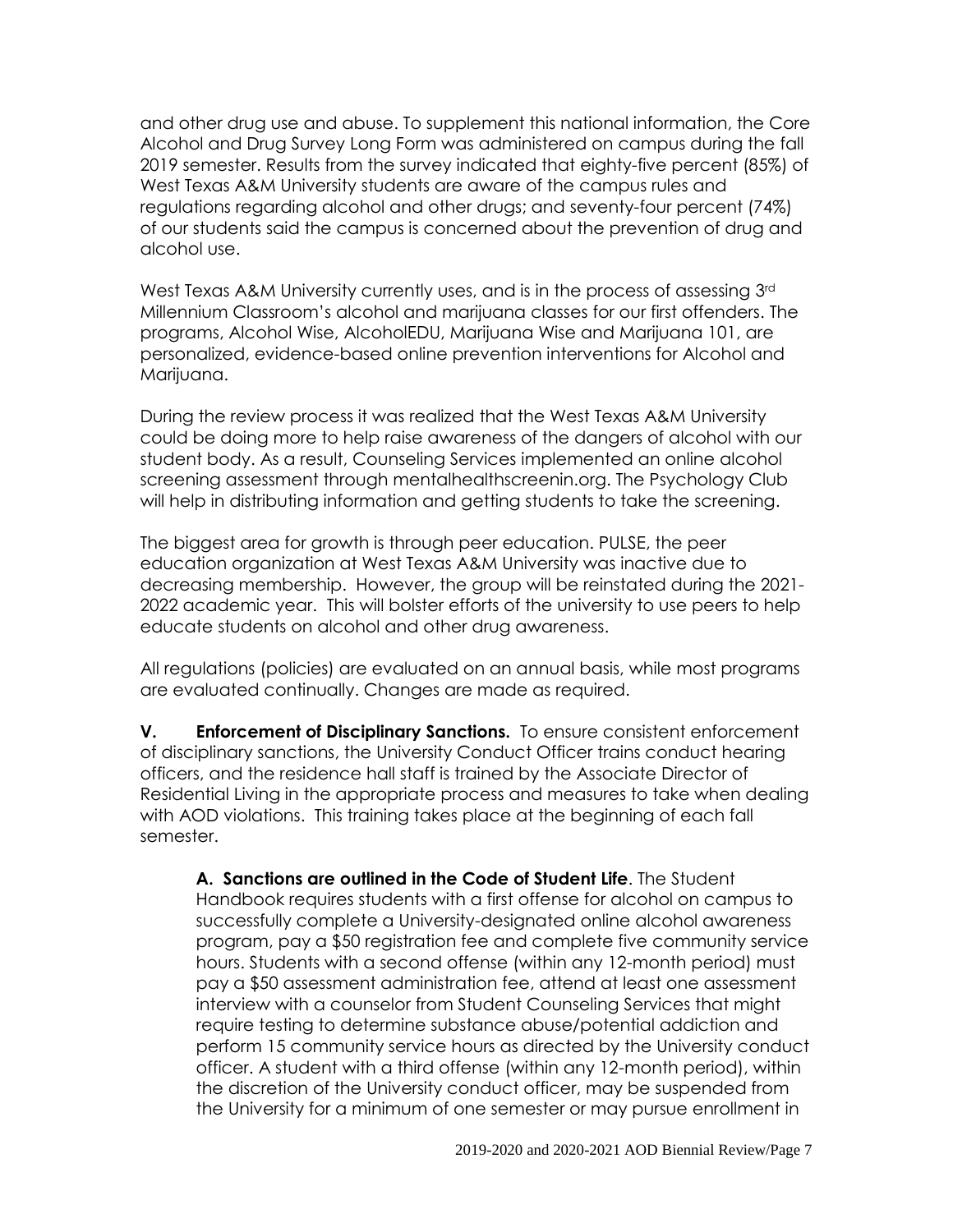and other drug use and abuse. To supplement this national information, the Core Alcohol and Drug Survey Long Form was administered on campus during the fall 2019 semester. Results from the survey indicated that eighty-five percent (85%) of West Texas A&M University students are aware of the campus rules and regulations regarding alcohol and other drugs; and seventy-four percent (74%) of our students said the campus is concerned about the prevention of drug and alcohol use.

West Texas A&M University currently uses, and is in the process of assessing 3rd Millennium Classroom's alcohol and marijuana classes for our first offenders. The programs, Alcohol Wise, AlcoholEDU, Marijuana Wise and Marijuana 101, are personalized, evidence-based online prevention interventions for Alcohol and Marijuana.

During the review process it was realized that the West Texas A&M University could be doing more to help raise awareness of the dangers of alcohol with our student body. As a result, Counseling Services implemented an online alcohol screening assessment through mentalhealthscreenin.org. The Psychology Club will help in distributing information and getting students to take the screening.

The biggest area for growth is through peer education. PULSE, the peer education organization at West Texas A&M University was inactive due to decreasing membership. However, the group will be reinstated during the 2021-2022 academic year. This will bolster efforts of the university to use peers to help educate students on alcohol and other drug awareness.

All regulations (policies) are evaluated on an annual basis, while most programs are evaluated continually. Changes are made as required.

**V. Enforcement of Disciplinary Sanctions.** To ensure consistent enforcement of disciplinary sanctions, the University Conduct Officer trains conduct hearing officers, and the residence hall staff is trained by the Associate Director of Residential Living in the appropriate process and measures to take when dealing with AOD violations. This training takes place at the beginning of each fall semester.

**A. Sanctions are outlined in the Code of Student Life**. The Student Handbook requires students with a first offense for alcohol on campus to successfully complete a University-designated online alcohol awareness program, pay a $50 registration fee and complete five community service hours. Students with a second offense (within any 12-month period) must pay a $50 assessment administration fee, attend at least one assessment interview with a counselor from Student Counseling Services that might require testing to determine substance abuse/potential addiction and perform 15 community service hours as directed by the University conduct officer. A student with a third offense (within any 12-month period), within the discretion of the University conduct officer, may be suspended from the University for a minimum of one semester or may pursue enrollment in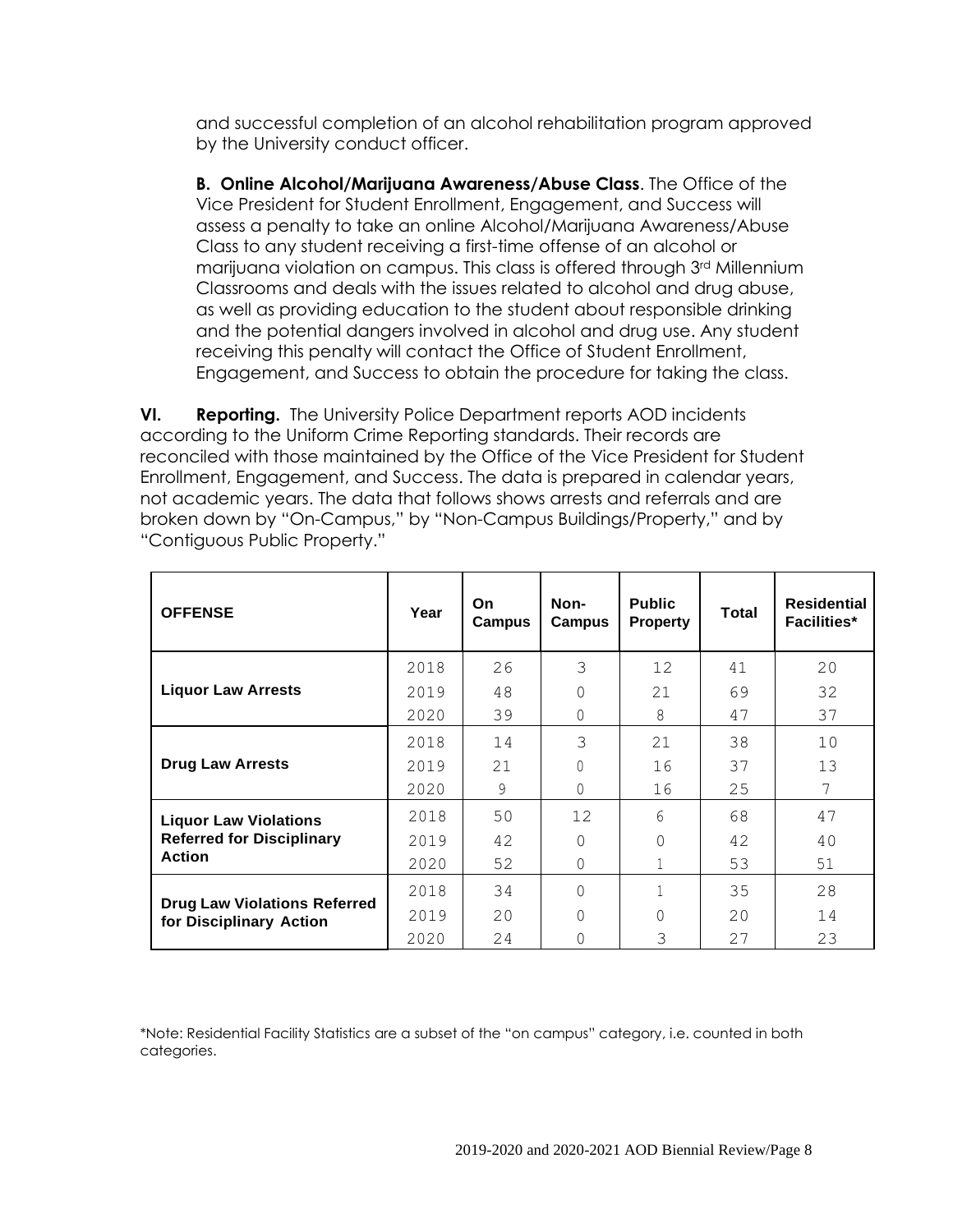and successful completion of an alcohol rehabilitation program approved by the University conduct officer.

**B. Online Alcohol/Marijuana Awareness/Abuse Class**. The Office of the Vice President for Student Enrollment, Engagement, and Success will assess a penalty to take an online Alcohol/Marijuana Awareness/Abuse Class to any student receiving a first-time offense of an alcohol or marijuana violation on campus. This class is offered through 3rd Millennium Classrooms and deals with the issues related to alcohol and drug abuse, as well as providing education to the student about responsible drinking and the potential dangers involved in alcohol and drug use. Any student receiving this penalty will contact the Office of Student Enrollment, Engagement, and Success to obtain the procedure for taking the class.

**VI. Reporting.** The University Police Department reports AOD incidents according to the Uniform Crime Reporting standards. Their records are reconciled with those maintained by the Office of the Vice President for Student Enrollment, Engagement, and Success. The data is prepared in calendar years, not academic years. The data that follows shows arrests and referrals and are broken down by "On-Campus," by "Non-Campus Buildings/Property," and by "Contiguous Public Property."

| OFFENSE | Year | On Campus | Non-Campus | Public Property | Total | Residential Facilities* |
|---|---|---|---|---|---|---|
| Liquor Law Arrests | 2018 | 26 | 3 | 12 | 41 | 20 |
| | 2019 | 48 | 0 | 21 | 69 | 32 |
| | 2020 | 39 | 0 | 8 | 47 | 37 |
| Drug Law Arrests | 2018 | 14 | 3 | 21 | 38 | 10 |
| | 2019 | 21 | 0 | 16 | 37 | 13 |
| | 2020 | 9 | 0 | 16 | 25 | 7 |
| Liquor Law Violations Referred for Disciplinary Action | 2018 | 50 | 12 | 6 | 68 | 47 |
| | 2019 | 42 | 0 | 0 | 42 | 40 |
| | 2020 | 52 | 0 | 1 | 53 | 51 |
| Drug Law Violations Referred for Disciplinary Action | 2018 | 34 | 0 | 1 | 35 | 28 |
| | 2019 | 20 | 0 | 0 | 20 | 14 |
| | 2020 | 24 | 0 | 3 | 27 | 23 |

*Note: Residential Facility Statistics are a subset of the "on campus" category, i.e. counted in both categories.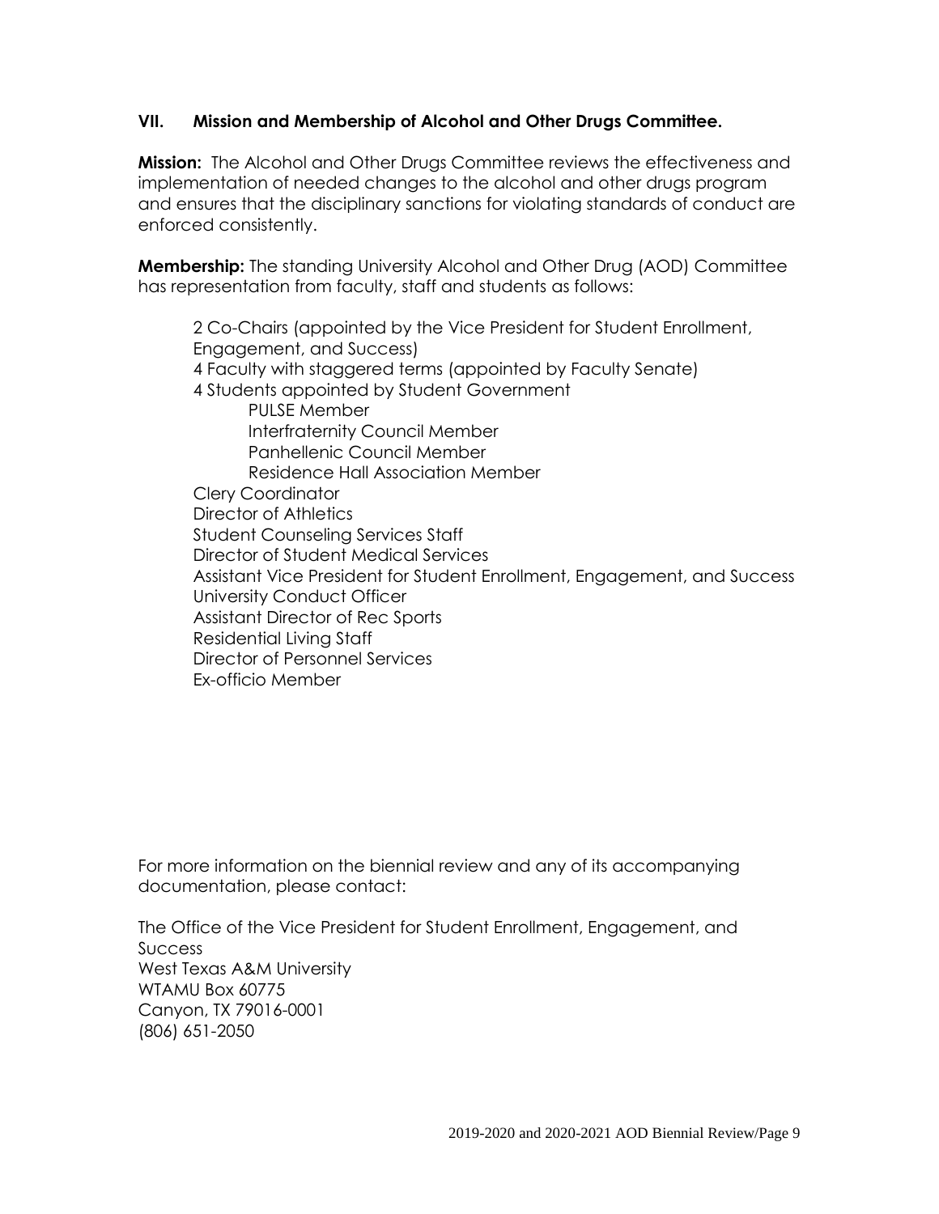## VII. Mission and Membership of Alcohol and Other Drugs Committee.

**Mission:** The Alcohol and Other Drugs Committee reviews the effectiveness and implementation of needed changes to the alcohol and other drugs program and ensures that the disciplinary sanctions for violating standards of conduct are enforced consistently.

**Membership:** The standing University Alcohol and Other Drug (AOD) Committee has representation from faculty, staff and students as follows:

- 2 Co-Chairs (appointed by the Vice President for Student Enrollment, Engagement, and Success)
- 4 Faculty with staggered terms (appointed by Faculty Senate)
- 4 Students appointed by Student Government
  - PULSE Member
  - Interfraternity Council Member
  - Panhellenic Council Member
  - Residence Hall Association Member
- Clery Coordinator
- Director of Athletics
- Student Counseling Services Staff
- Director of Student Medical Services
- Assistant Vice President for Student Enrollment, Engagement, and Success
- University Conduct Officer
- Assistant Director of Rec Sports
- Residential Living Staff
- Director of Personnel Services
- Ex-officio Member

For more information on the biennial review and any of its accompanying documentation, please contact:

The Office of the Vice President for Student Enrollment, Engagement, and Success
West Texas A&M University
WTAMU Box 60775
Canyon, TX 79016-0001
(806) 651-2050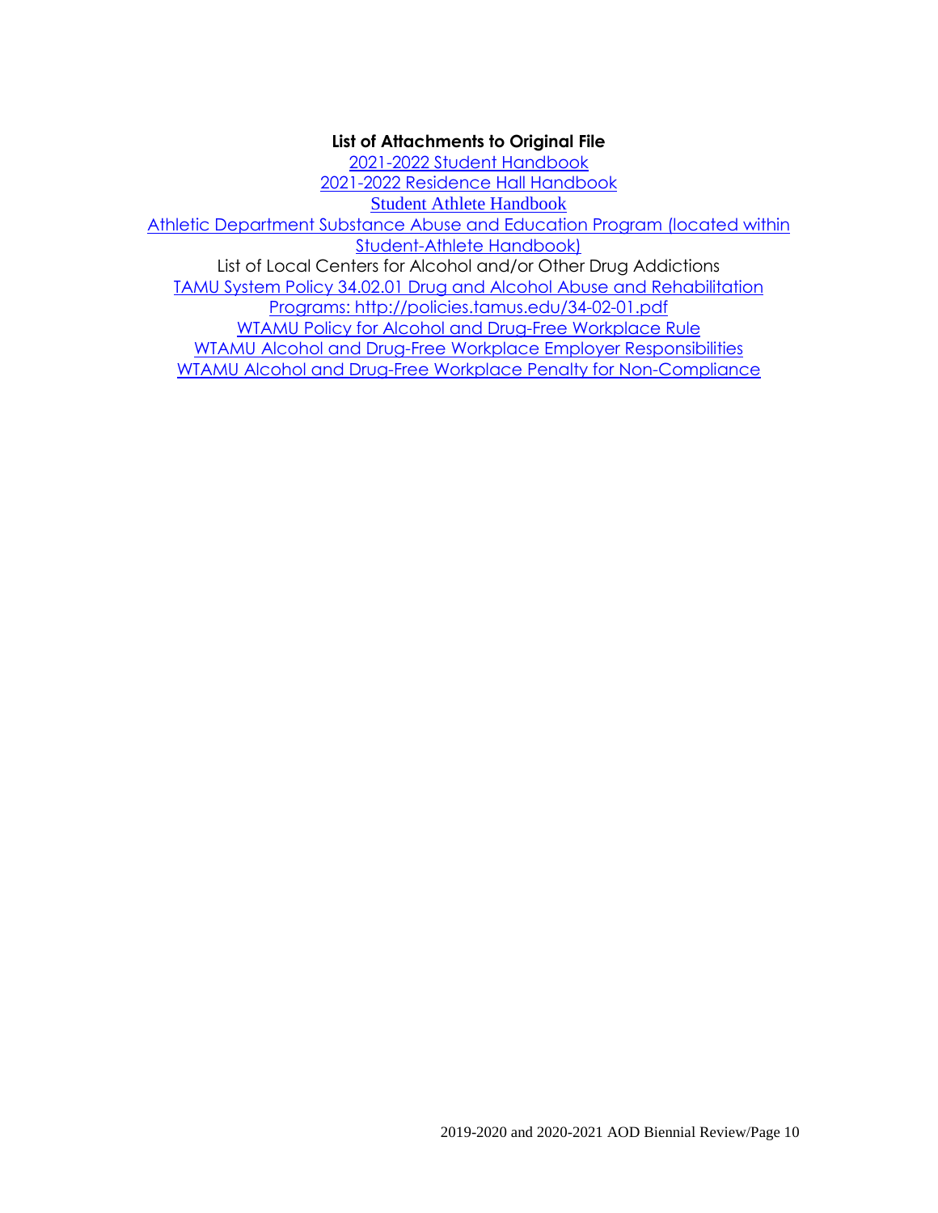**List of Attachments to Original File**

2021-2022 Student Handbook

2021-2022 Residence Hall Handbook

Student Athlete Handbook

Athletic Department Substance Abuse and Education Program (located within Student-Athlete Handbook)

List of Local Centers for Alcohol and/or Other Drug Addictions

TAMU System Policy 34.02.01 Drug and Alcohol Abuse and Rehabilitation Programs: http://policies.tamus.edu/34-02-01.pdf

WTAMU Policy for Alcohol and Drug-Free Workplace Rule

WTAMU Alcohol and Drug-Free Workplace Employer Responsibilities

WTAMU Alcohol and Drug-Free Workplace Penalty for Non-Compliance